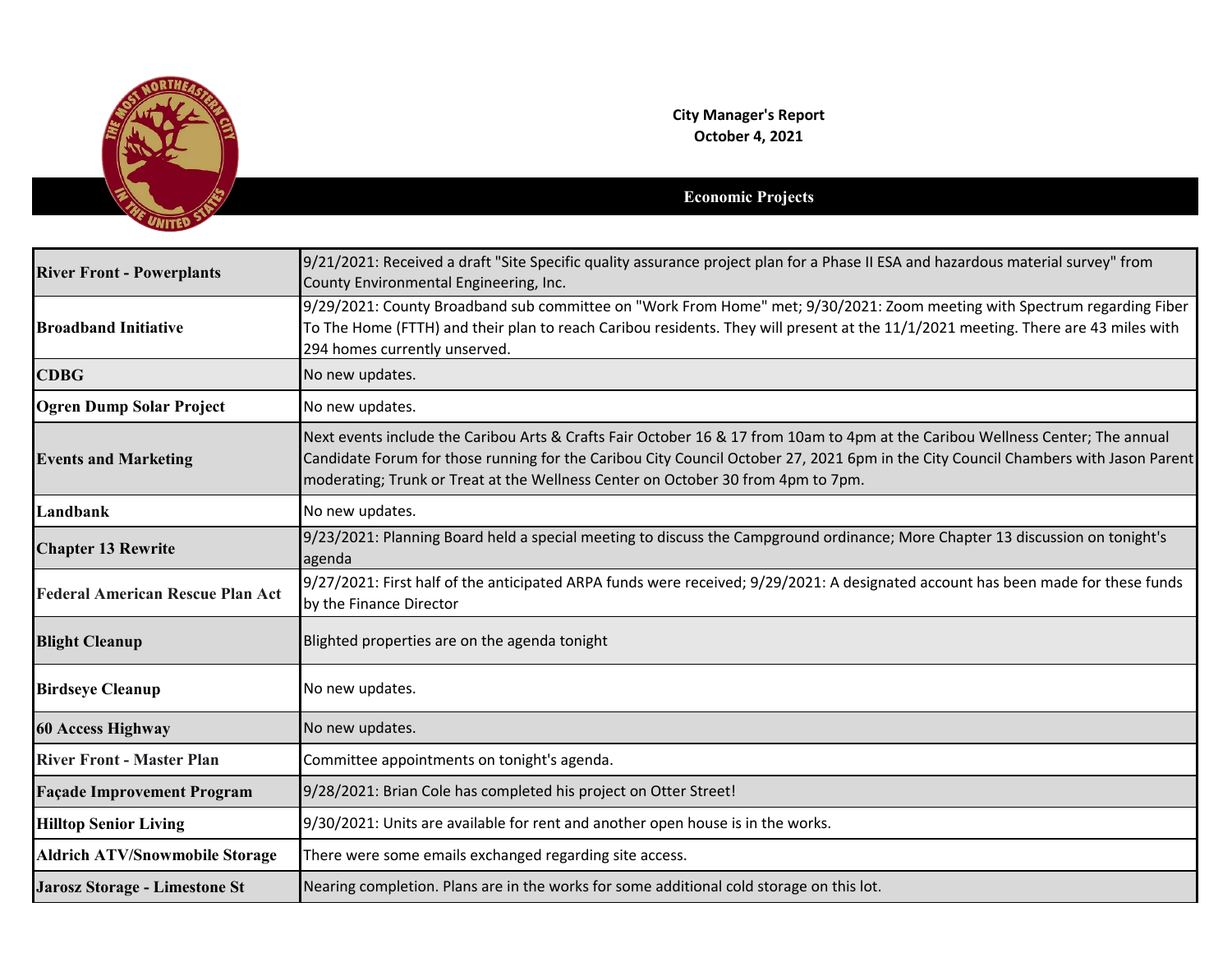**City Manager's Report**
**October 4, 2021**

## Economic Projects

| Project | Update |
|---|---|
| **River Front - Powerplants** | 9/21/2021: Received a draft "Site Specific quality assurance project plan for a Phase II ESA and hazardous material survey" from County Environmental Engineering, Inc. |
| **Broadband Initiative** | 9/29/2021: County Broadband sub committee on "Work From Home" met; 9/30/2021: Zoom meeting with Spectrum regarding Fiber To The Home (FTTH) and their plan to reach Caribou residents. They will present at the 11/1/2021 meeting. There are 43 miles with 294 homes currently unserved. |
| **CDBG** | No new updates. |
| **Ogren Dump Solar Project** | No new updates. |
| **Events and Marketing** | Next events include the Caribou Arts & Crafts Fair October 16 & 17 from 10am to 4pm at the Caribou Wellness Center; The annual Candidate Forum for those running for the Caribou City Council October 27, 2021 6pm in the City Council Chambers with Jason Parent moderating; Trunk or Treat at the Wellness Center on October 30 from 4pm to 7pm. |
| **Landbank** | No new updates. |
| **Chapter 13 Rewrite** | 9/23/2021: Planning Board held a special meeting to discuss the Campground ordinance; More Chapter 13 discussion on tonight's agenda |
| **Federal American Rescue Plan Act** | 9/27/2021: First half of the anticipated ARPA funds were received; 9/29/2021: A designated account has been made for these funds by the Finance Director |
| **Blight Cleanup** | Blighted properties are on the agenda tonight |
| **Birdseye Cleanup** | No new updates. |
| **60 Access Highway** | No new updates. |
| **River Front - Master Plan** | Committee appointments on tonight's agenda. |
| **Façade Improvement Program** | 9/28/2021: Brian Cole has completed his project on Otter Street! |
| **Hilltop Senior Living** | 9/30/2021: Units are available for rent and another open house is in the works. |
| **Aldrich ATV/Snowmobile Storage** | There were some emails exchanged regarding site access. |
| **Jarosz Storage - Limestone St** | Nearing completion. Plans are in the works for some additional cold storage on this lot. |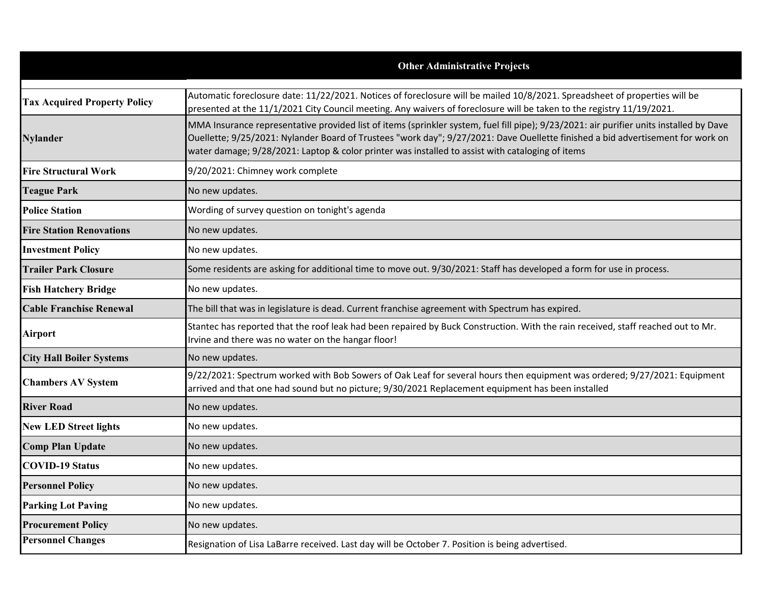| | Other Administrative Projects |
|---|---|
| **Tax Acquired Property Policy** | Automatic foreclosure date: 11/22/2021. Notices of foreclosure will be mailed 10/8/2021. Spreadsheet of properties will be presented at the 11/1/2021 City Council meeting. Any waivers of foreclosure will be taken to the registry 11/19/2021. |
| **Nylander** | MMA Insurance representative provided list of items (sprinkler system, fuel fill pipe); 9/23/2021: air purifier units installed by Dave Ouellette; 9/25/2021: Nylander Board of Trustees "work day"; 9/27/2021: Dave Ouellette finished a bid advertisement for work on water damage; 9/28/2021: Laptop & color printer was installed to assist with cataloging of items |
| **Fire Structural Work** | 9/20/2021: Chimney work complete |
| **Teague Park** | No new updates. |
| **Police Station** | Wording of survey question on tonight's agenda |
| **Fire Station Renovations** | No new updates. |
| **Investment Policy** | No new updates. |
| **Trailer Park Closure** | Some residents are asking for additional time to move out. 9/30/2021: Staff has developed a form for use in process. |
| **Fish Hatchery Bridge** | No new updates. |
| **Cable Franchise Renewal** | The bill that was in legislature is dead. Current franchise agreement with Spectrum has expired. |
| **Airport** | Stantec has reported that the roof leak had been repaired by Buck Construction. With the rain received, staff reached out to Mr. Irvine and there was no water on the hangar floor! |
| **City Hall Boiler Systems** | No new updates. |
| **Chambers AV System** | 9/22/2021: Spectrum worked with Bob Sowers of Oak Leaf for several hours then equipment was ordered; 9/27/2021: Equipment arrived and that one had sound but no picture; 9/30/2021 Replacement equipment has been installed |
| **River Road** | No new updates. |
| **New LED Street lights** | No new updates. |
| **Comp Plan Update** | No new updates. |
| **COVID-19 Status** | No new updates. |
| **Personnel Policy** | No new updates. |
| **Parking Lot Paving** | No new updates. |
| **Procurement Policy** | No new updates. |
| **Personnel Changes** | Resignation of Lisa LaBarre received. Last day will be October 7. Position is being advertised. |